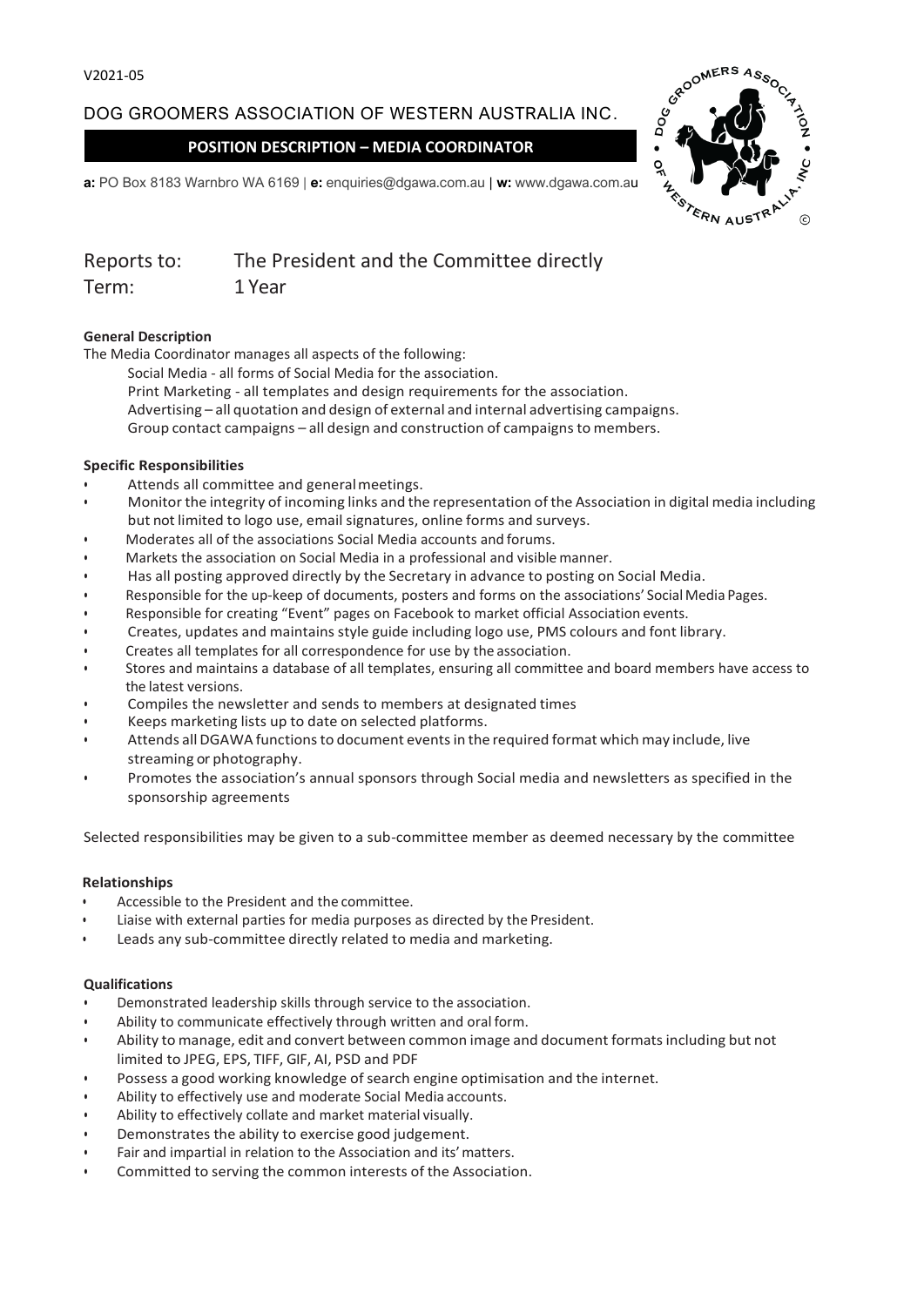V2021-05

# DOG GROOMERS ASSOCIATION OF WESTERN AUSTRALIA INC.

## POSITION DESCRIPTION – MEDIA COORDINATOR

**a:** PO Box 8183 Warnbro WA 6169 | **e:** enquiries@dgawa.com.au | **w:** www.dgawa.com.au

Reports to: The President and the Committee directly
Term: 1 Year

**General Description**

The Media Coordinator manages all aspects of the following:

Social Media - all forms of Social Media for the association.
Print Marketing - all templates and design requirements for the association.
Advertising – all quotation and design of external and internal advertising campaigns.
Group contact campaigns – all design and construction of campaigns to members.

**Specific Responsibilities**

- Attends all committee and general meetings.
- Monitor the integrity of incoming links and the representation of the Association in digital media including but not limited to logo use, email signatures, online forms and surveys.
- Moderates all of the associations Social Media accounts and forums.
- Markets the association on Social Media in a professional and visible manner.
- Has all posting approved directly by the Secretary in advance to posting on Social Media.
- Responsible for the up-keep of documents, posters and forms on the associations' Social Media Pages.
- Responsible for creating "Event" pages on Facebook to market official Association events.
- Creates, updates and maintains style guide including logo use, PMS colours and font library.
- Creates all templates for all correspondence for use by the association.
- Stores and maintains a database of all templates, ensuring all committee and board members have access to the latest versions.
- Compiles the newsletter and sends to members at designated times
- Keeps marketing lists up to date on selected platforms.
- Attends all DGAWA functions to document events in the required format which may include, live streaming or photography.
- Promotes the association's annual sponsors through Social media and newsletters as specified in the sponsorship agreements

Selected responsibilities may be given to a sub-committee member as deemed necessary by the committee

**Relationships**

- Accessible to the President and the committee.
- Liaise with external parties for media purposes as directed by the President.
- Leads any sub-committee directly related to media and marketing.

**Qualifications**

- Demonstrated leadership skills through service to the association.
- Ability to communicate effectively through written and oral form.
- Ability to manage, edit and convert between common image and document formats including but not limited to JPEG, EPS, TIFF, GIF, AI, PSD and PDF
- Possess a good working knowledge of search engine optimisation and the internet.
- Ability to effectively use and moderate Social Media accounts.
- Ability to effectively collate and market material visually.
- Demonstrates the ability to exercise good judgement.
- Fair and impartial in relation to the Association and its' matters.
- Committed to serving the common interests of the Association.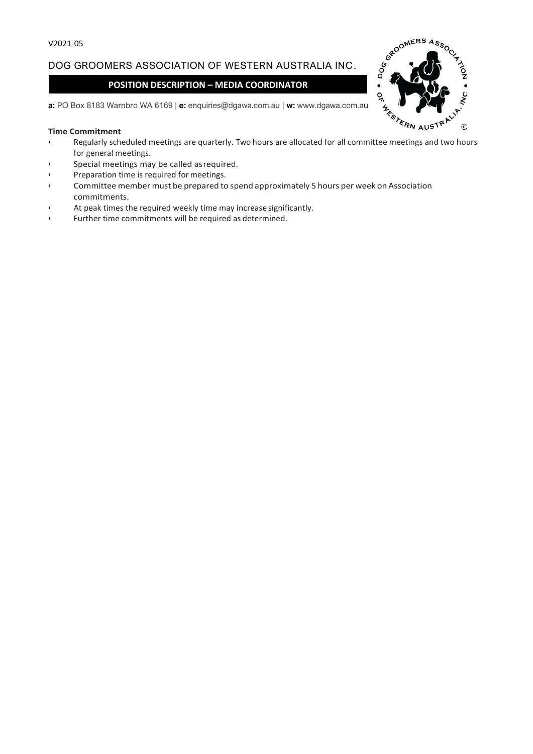V2021-05

DOG GROOMERS ASSOCIATION OF WESTERN AUSTRALIA INC.

**POSITION DESCRIPTION – MEDIA COORDINATOR**

**a:** PO Box 8183 Warnbro WA 6169 | **e:** enquiries@dgawa.com.au | **w:** www.dgawa.com.au

**Time Commitment**

- Regularly scheduled meetings are quarterly. Two hours are allocated for all committee meetings and two hours for general meetings.
- Special meetings may be called as required.
- Preparation time is required for meetings.
- Committee member must be prepared to spend approximately 5 hours per week on Association commitments.
- At peak times the required weekly time may increase significantly.
- Further time commitments will be required as determined.